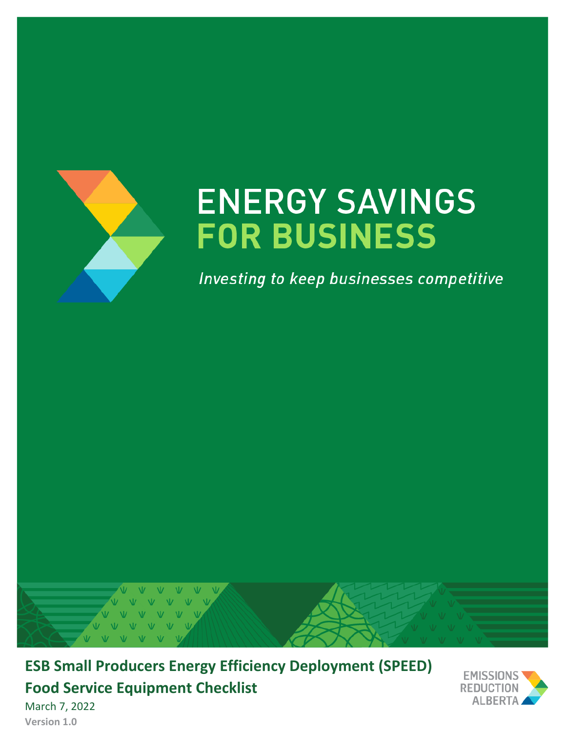# ENERGY SAVINGS FOR BUSINESS

*Investing to keep businesses competitive*

**ESB Small Producers Energy Efficiency Deployment (SPEED)**
**Food Service Equipment Checklist**

March 7, 2022

**Version 1.0**

EMISSIONS REDUCTION ALBERTA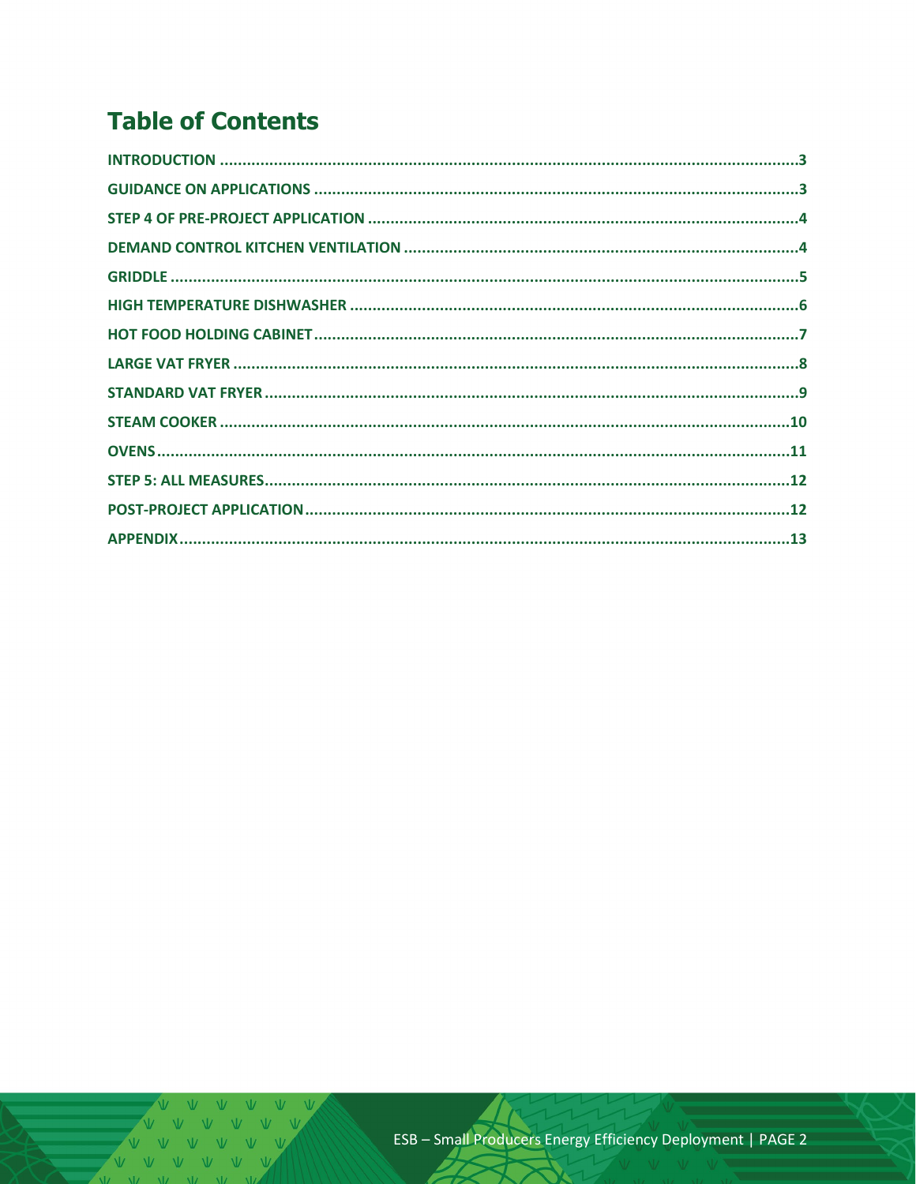# Table of Contents

| Section | Page |
| --- | --- |
| INTRODUCTION | 3 |
| GUIDANCE ON APPLICATIONS | 3 |
| STEP 4 OF PRE-PROJECT APPLICATION | 4 |
| DEMAND CONTROL KITCHEN VENTILATION | 4 |
| GRIDDLE | 5 |
| HIGH TEMPERATURE DISHWASHER | 6 |
| HOT FOOD HOLDING CABINET | 7 |
| LARGE VAT FRYER | 8 |
| STANDARD VAT FRYER | 9 |
| STEAM COOKER | 10 |
| OVENS | 11 |
| STEP 5: ALL MEASURES | 12 |
| POST-PROJECT APPLICATION | 12 |
| APPENDIX | 13 |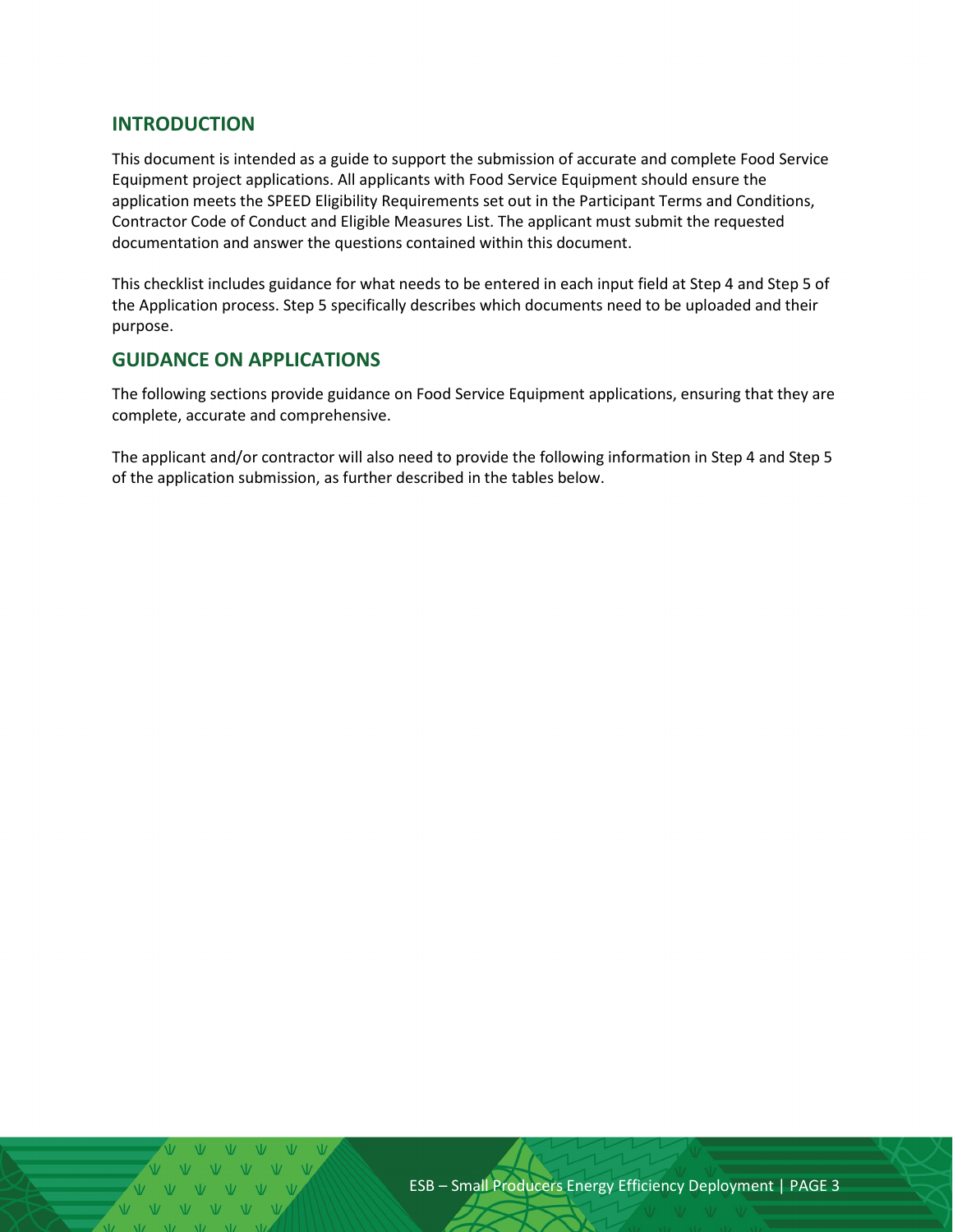## INTRODUCTION

This document is intended as a guide to support the submission of accurate and complete Food Service Equipment project applications. All applicants with Food Service Equipment should ensure the application meets the SPEED Eligibility Requirements set out in the Participant Terms and Conditions, Contractor Code of Conduct and Eligible Measures List. The applicant must submit the requested documentation and answer the questions contained within this document.

This checklist includes guidance for what needs to be entered in each input field at Step 4 and Step 5 of the Application process. Step 5 specifically describes which documents need to be uploaded and their purpose.

## GUIDANCE ON APPLICATIONS

The following sections provide guidance on Food Service Equipment applications, ensuring that they are complete, accurate and comprehensive.

The applicant and/or contractor will also need to provide the following information in Step 4 and Step 5 of the application submission, as further described in the tables below.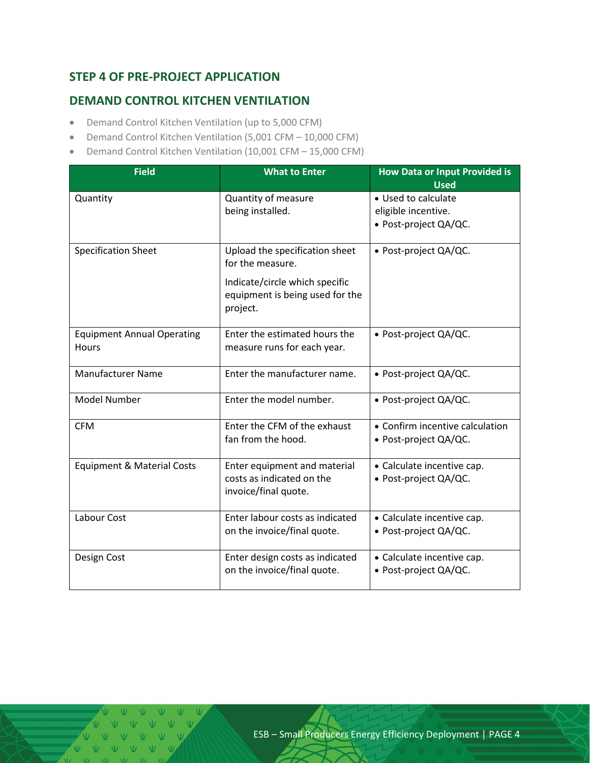## STEP 4 OF PRE-PROJECT APPLICATION

## DEMAND CONTROL KITCHEN VENTILATION

- Demand Control Kitchen Ventilation (up to 5,000 CFM)
- Demand Control Kitchen Ventilation (5,001 CFM – 10,000 CFM)
- Demand Control Kitchen Ventilation (10,001 CFM – 15,000 CFM)

| Field | What to Enter | How Data or Input Provided is Used |
|---|---|---|
| Quantity | Quantity of measure being installed. | • Used to calculate eligible incentive.<br>• Post-project QA/QC. |
| Specification Sheet | Upload the specification sheet for the measure.<br><br>Indicate/circle which specific equipment is being used for the project. | • Post-project QA/QC. |
| Equipment Annual Operating Hours | Enter the estimated hours the measure runs for each year. | • Post-project QA/QC. |
| Manufacturer Name | Enter the manufacturer name. | • Post-project QA/QC. |
| Model Number | Enter the model number. | • Post-project QA/QC. |
| CFM | Enter the CFM of the exhaust fan from the hood. | • Confirm incentive calculation<br>• Post-project QA/QC. |
| Equipment & Material Costs | Enter equipment and material costs as indicated on the invoice/final quote. | • Calculate incentive cap.<br>• Post-project QA/QC. |
| Labour Cost | Enter labour costs as indicated on the invoice/final quote. | • Calculate incentive cap.<br>• Post-project QA/QC. |
| Design Cost | Enter design costs as indicated on the invoice/final quote. | • Calculate incentive cap.<br>• Post-project QA/QC. |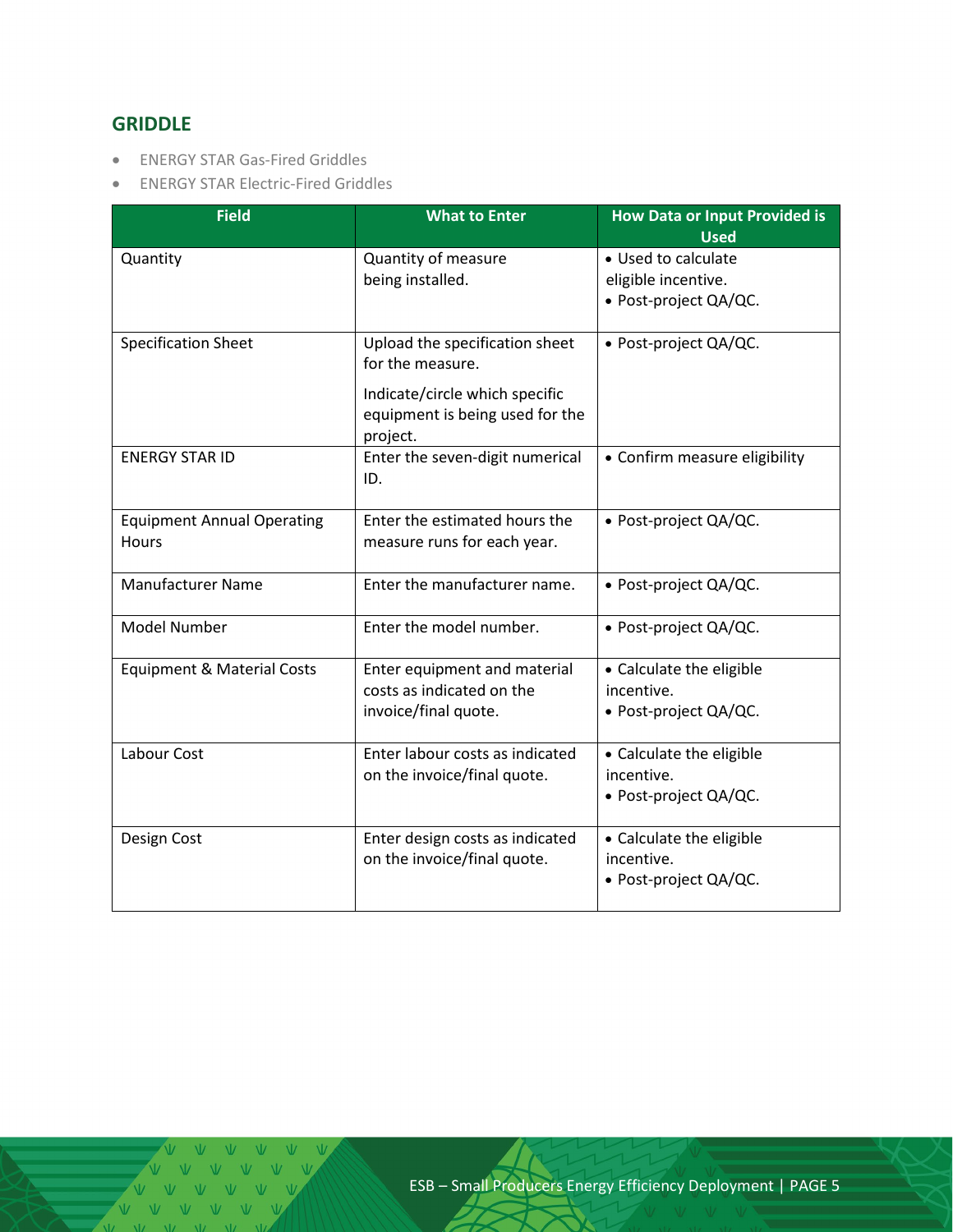## GRIDDLE

- ENERGY STAR Gas-Fired Griddles
- ENERGY STAR Electric-Fired Griddles

| Field | What to Enter | How Data or Input Provided is Used |
|---|---|---|
| Quantity | Quantity of measure being installed. | • Used to calculate eligible incentive.<br>• Post-project QA/QC. |
| Specification Sheet | Upload the specification sheet for the measure.<br><br>Indicate/circle which specific equipment is being used for the project. | • Post-project QA/QC. |
| ENERGY STAR ID | Enter the seven-digit numerical ID. | • Confirm measure eligibility |
| Equipment Annual Operating Hours | Enter the estimated hours the measure runs for each year. | • Post-project QA/QC. |
| Manufacturer Name | Enter the manufacturer name. | • Post-project QA/QC. |
| Model Number | Enter the model number. | • Post-project QA/QC. |
| Equipment & Material Costs | Enter equipment and material costs as indicated on the invoice/final quote. | • Calculate the eligible incentive.<br>• Post-project QA/QC. |
| Labour Cost | Enter labour costs as indicated on the invoice/final quote. | • Calculate the eligible incentive.<br>• Post-project QA/QC. |
| Design Cost | Enter design costs as indicated on the invoice/final quote. | • Calculate the eligible incentive.<br>• Post-project QA/QC. |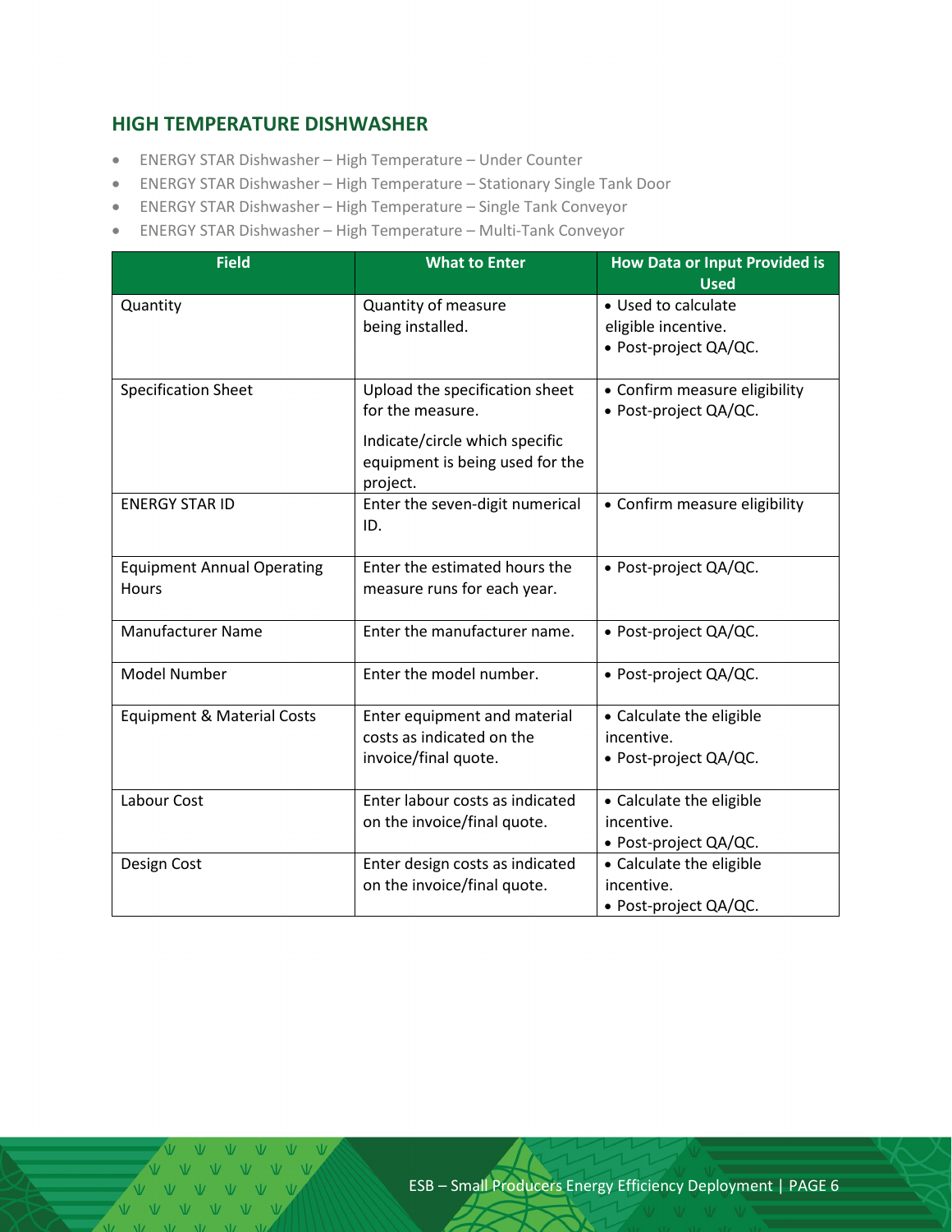## HIGH TEMPERATURE DISHWASHER

- ENERGY STAR Dishwasher – High Temperature – Under Counter
- ENERGY STAR Dishwasher – High Temperature – Stationary Single Tank Door
- ENERGY STAR Dishwasher – High Temperature – Single Tank Conveyor
- ENERGY STAR Dishwasher – High Temperature – Multi-Tank Conveyor

| Field | What to Enter | How Data or Input Provided is Used |
|---|---|---|
| Quantity | Quantity of measure being installed. | • Used to calculate eligible incentive.<br>• Post-project QA/QC. |
| Specification Sheet | Upload the specification sheet for the measure.<br><br>Indicate/circle which specific equipment is being used for the project. | • Confirm measure eligibility<br>• Post-project QA/QC. |
| ENERGY STAR ID | Enter the seven-digit numerical ID. | • Confirm measure eligibility |
| Equipment Annual Operating Hours | Enter the estimated hours the measure runs for each year. | • Post-project QA/QC. |
| Manufacturer Name | Enter the manufacturer name. | • Post-project QA/QC. |
| Model Number | Enter the model number. | • Post-project QA/QC. |
| Equipment & Material Costs | Enter equipment and material costs as indicated on the invoice/final quote. | • Calculate the eligible incentive.<br>• Post-project QA/QC. |
| Labour Cost | Enter labour costs as indicated on the invoice/final quote. | • Calculate the eligible incentive.<br>• Post-project QA/QC. |
| Design Cost | Enter design costs as indicated on the invoice/final quote. | • Calculate the eligible incentive.<br>• Post-project QA/QC. |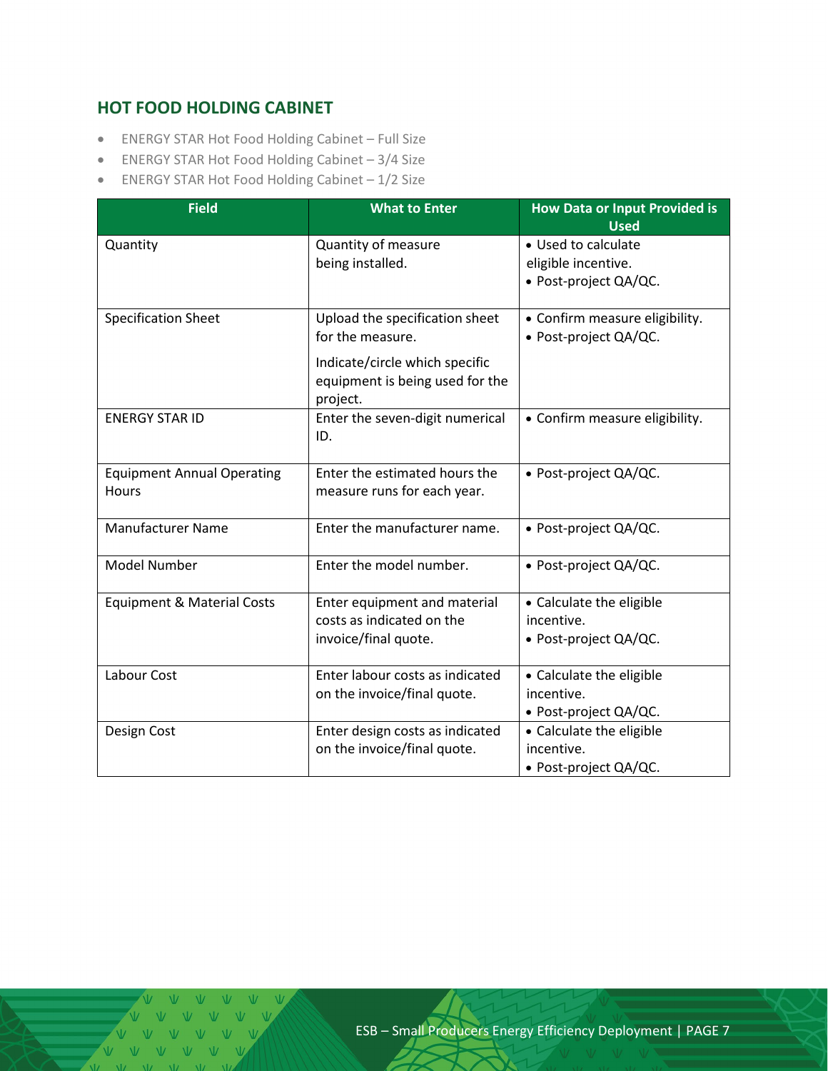## HOT FOOD HOLDING CABINET

- ENERGY STAR Hot Food Holding Cabinet – Full Size
- ENERGY STAR Hot Food Holding Cabinet – 3/4 Size
- ENERGY STAR Hot Food Holding Cabinet – 1/2 Size

| Field | What to Enter | How Data or Input Provided is Used |
|---|---|---|
| Quantity | Quantity of measure being installed. | • Used to calculate eligible incentive.<br>• Post-project QA/QC. |
| Specification Sheet | Upload the specification sheet for the measure.<br><br>Indicate/circle which specific equipment is being used for the project. | • Confirm measure eligibility.<br>• Post-project QA/QC. |
| ENERGY STAR ID | Enter the seven-digit numerical ID. | • Confirm measure eligibility. |
| Equipment Annual Operating Hours | Enter the estimated hours the measure runs for each year. | • Post-project QA/QC. |
| Manufacturer Name | Enter the manufacturer name. | • Post-project QA/QC. |
| Model Number | Enter the model number. | • Post-project QA/QC. |
| Equipment & Material Costs | Enter equipment and material costs as indicated on the invoice/final quote. | • Calculate the eligible incentive.<br>• Post-project QA/QC. |
| Labour Cost | Enter labour costs as indicated on the invoice/final quote. | • Calculate the eligible incentive.<br>• Post-project QA/QC. |
| Design Cost | Enter design costs as indicated on the invoice/final quote. | • Calculate the eligible incentive.<br>• Post-project QA/QC. |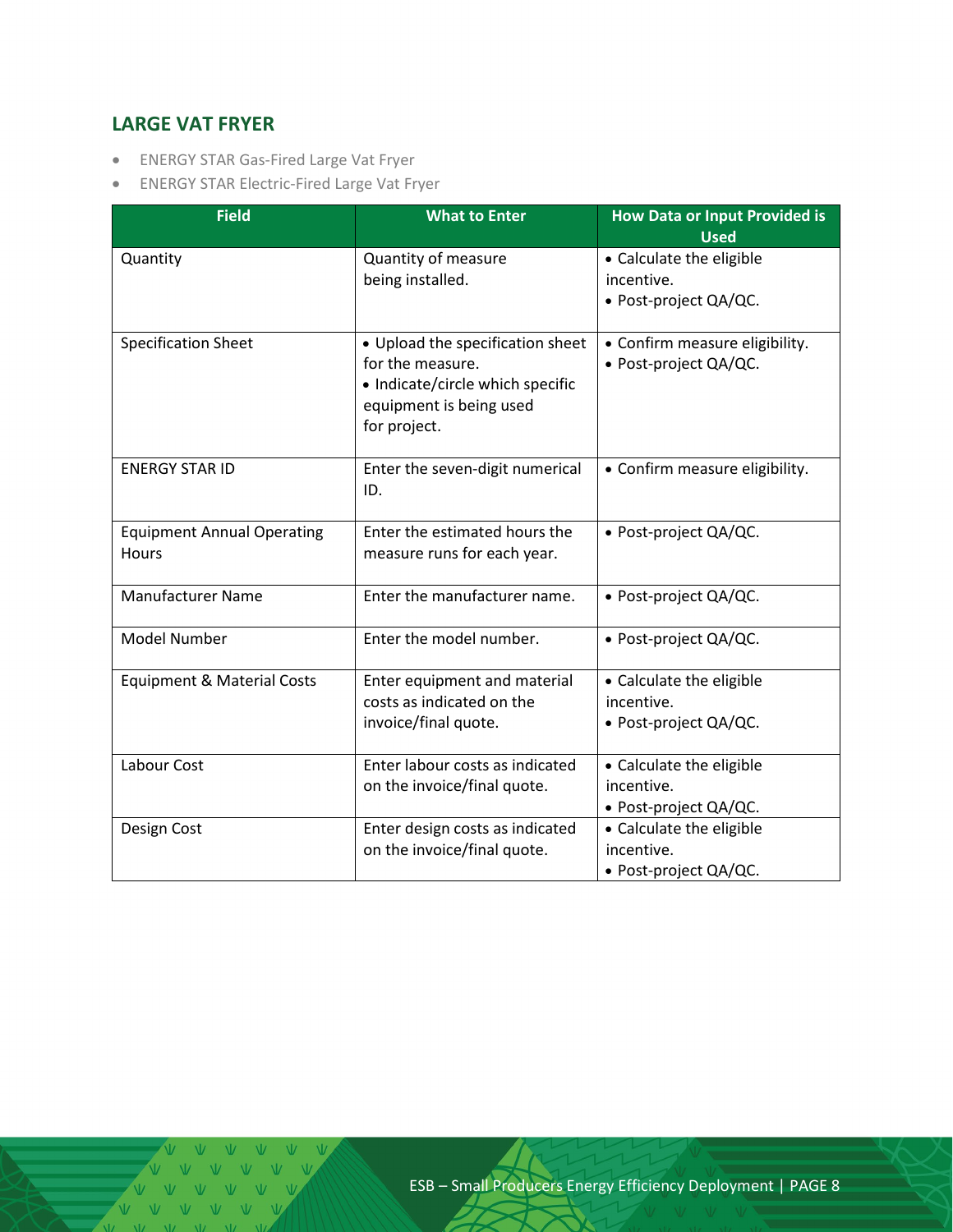## LARGE VAT FRYER

- ENERGY STAR Gas-Fired Large Vat Fryer
- ENERGY STAR Electric-Fired Large Vat Fryer

| Field | What to Enter | How Data or Input Provided is Used |
|---|---|---|
| Quantity | Quantity of measure being installed. | • Calculate the eligible incentive.<br>• Post-project QA/QC. |
| Specification Sheet | • Upload the specification sheet for the measure.<br>• Indicate/circle which specific equipment is being used for project. | • Confirm measure eligibility.<br>• Post-project QA/QC. |
| ENERGY STAR ID | Enter the seven-digit numerical ID. | • Confirm measure eligibility. |
| Equipment Annual Operating Hours | Enter the estimated hours the measure runs for each year. | • Post-project QA/QC. |
| Manufacturer Name | Enter the manufacturer name. | • Post-project QA/QC. |
| Model Number | Enter the model number. | • Post-project QA/QC. |
| Equipment & Material Costs | Enter equipment and material costs as indicated on the invoice/final quote. | • Calculate the eligible incentive.<br>• Post-project QA/QC. |
| Labour Cost | Enter labour costs as indicated on the invoice/final quote. | • Calculate the eligible incentive.<br>• Post-project QA/QC. |
| Design Cost | Enter design costs as indicated on the invoice/final quote. | • Calculate the eligible incentive.<br>• Post-project QA/QC. |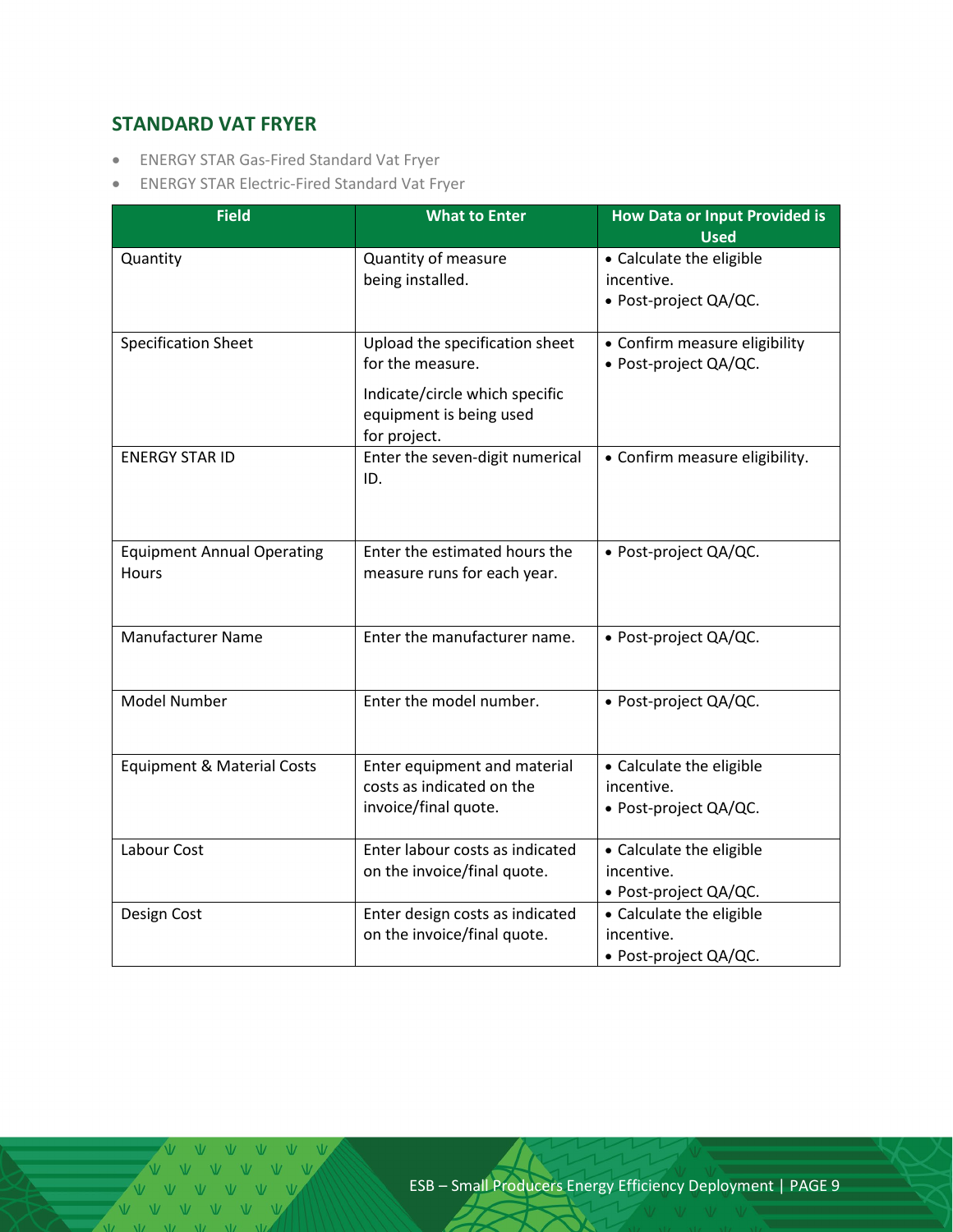## STANDARD VAT FRYER

- ENERGY STAR Gas-Fired Standard Vat Fryer
- ENERGY STAR Electric-Fired Standard Vat Fryer

| Field | What to Enter | How Data or Input Provided is Used |
|---|---|---|
| Quantity | Quantity of measure being installed. | • Calculate the eligible incentive.<br>• Post-project QA/QC. |
| Specification Sheet | Upload the specification sheet for the measure.<br><br>Indicate/circle which specific equipment is being used for project. | • Confirm measure eligibility<br>• Post-project QA/QC. |
| ENERGY STAR ID | Enter the seven-digit numerical ID. | • Confirm measure eligibility. |
| Equipment Annual Operating Hours | Enter the estimated hours the measure runs for each year. | • Post-project QA/QC. |
| Manufacturer Name | Enter the manufacturer name. | • Post-project QA/QC. |
| Model Number | Enter the model number. | • Post-project QA/QC. |
| Equipment & Material Costs | Enter equipment and material costs as indicated on the invoice/final quote. | • Calculate the eligible incentive.<br>• Post-project QA/QC. |
| Labour Cost | Enter labour costs as indicated on the invoice/final quote. | • Calculate the eligible incentive.<br>• Post-project QA/QC. |
| Design Cost | Enter design costs as indicated on the invoice/final quote. | • Calculate the eligible incentive.<br>• Post-project QA/QC. |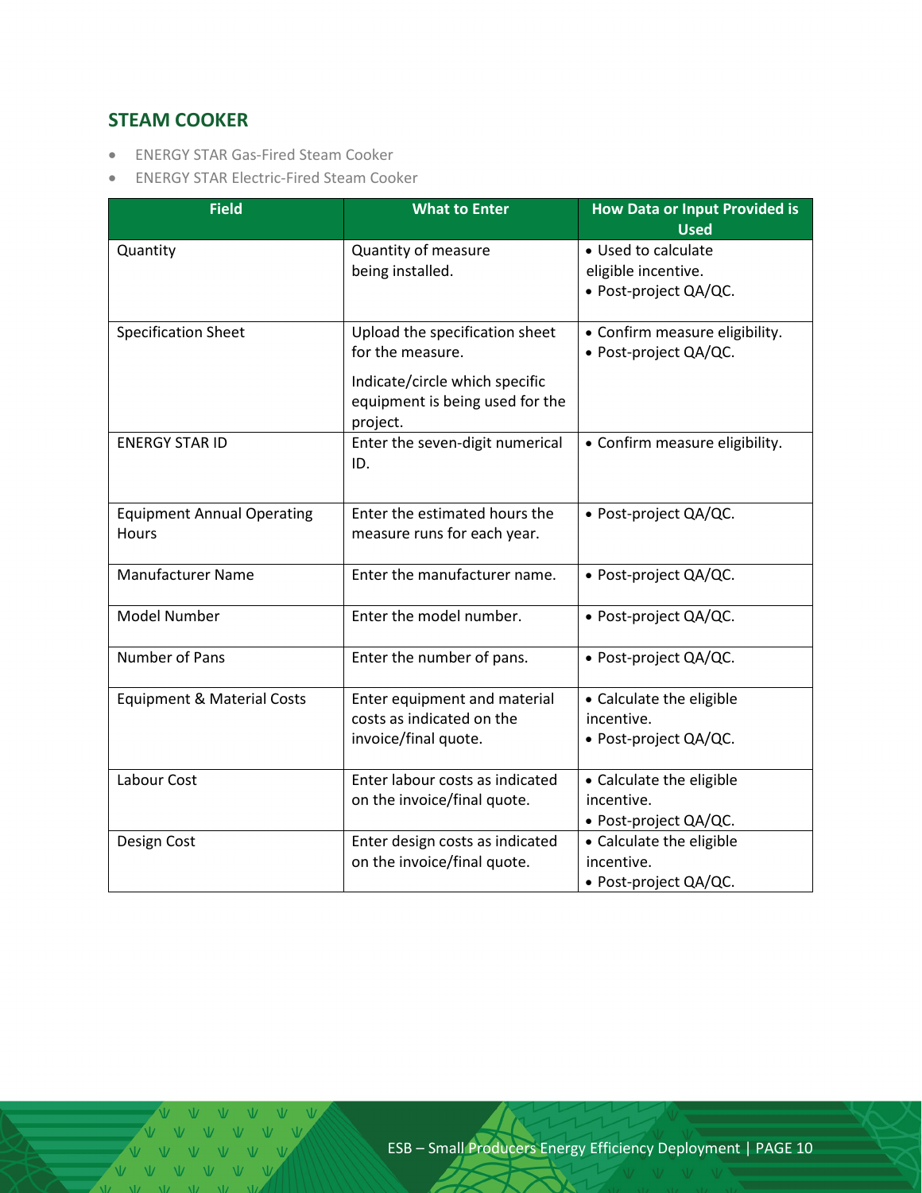## STEAM COOKER

- ENERGY STAR Gas-Fired Steam Cooker
- ENERGY STAR Electric-Fired Steam Cooker

| Field | What to Enter | How Data or Input Provided is Used |
|---|---|---|
| Quantity | Quantity of measure being installed. | • Used to calculate eligible incentive.<br>• Post-project QA/QC. |
| Specification Sheet | Upload the specification sheet for the measure.<br><br>Indicate/circle which specific equipment is being used for the project. | • Confirm measure eligibility.<br>• Post-project QA/QC. |
| ENERGY STAR ID | Enter the seven-digit numerical ID. | • Confirm measure eligibility. |
| Equipment Annual Operating Hours | Enter the estimated hours the measure runs for each year. | • Post-project QA/QC. |
| Manufacturer Name | Enter the manufacturer name. | • Post-project QA/QC. |
| Model Number | Enter the model number. | • Post-project QA/QC. |
| Number of Pans | Enter the number of pans. | • Post-project QA/QC. |
| Equipment & Material Costs | Enter equipment and material costs as indicated on the invoice/final quote. | • Calculate the eligible incentive.<br>• Post-project QA/QC. |
| Labour Cost | Enter labour costs as indicated on the invoice/final quote. | • Calculate the eligible incentive.<br>• Post-project QA/QC. |
| Design Cost | Enter design costs as indicated on the invoice/final quote. | • Calculate the eligible incentive.<br>• Post-project QA/QC. |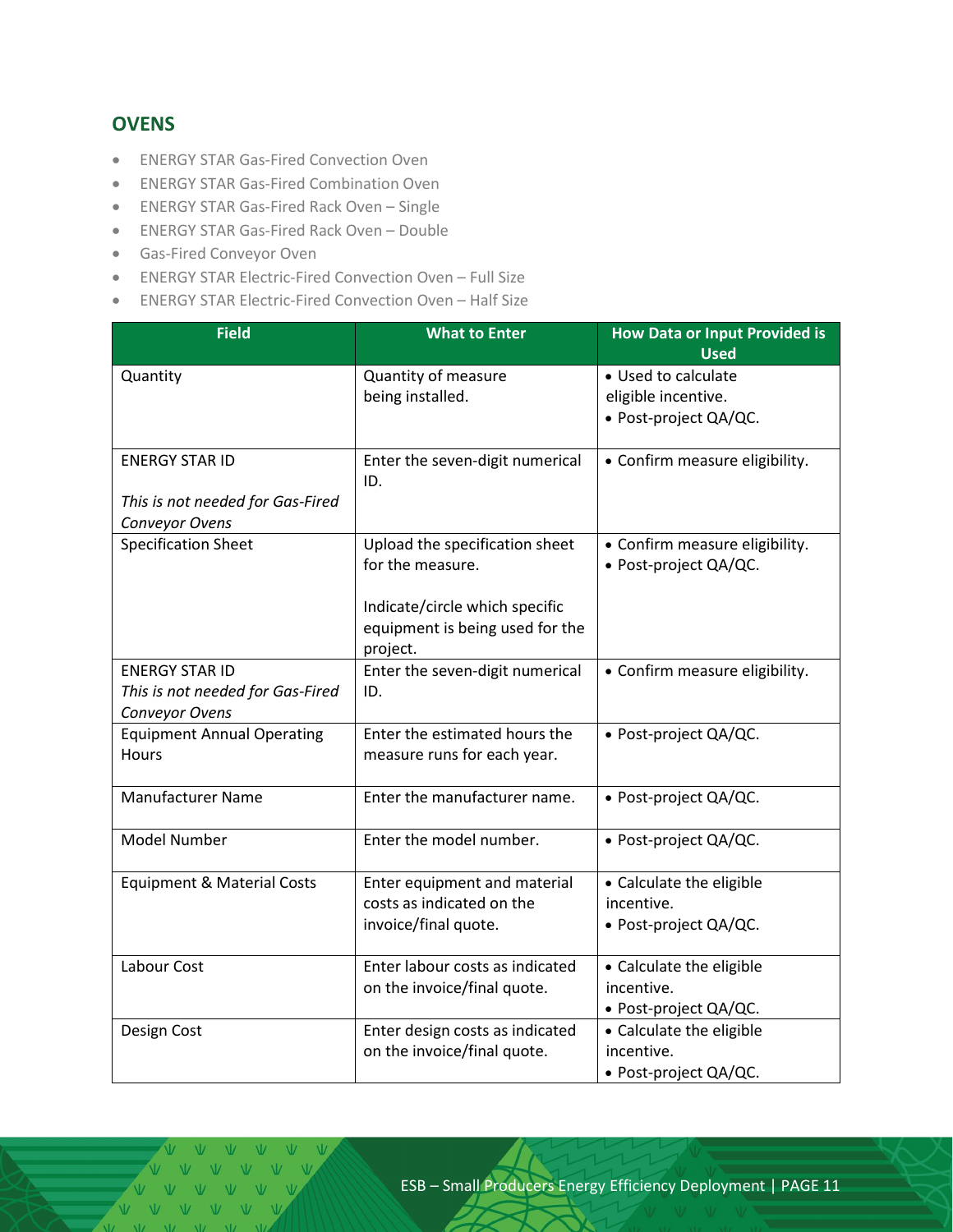## OVENS

- ENERGY STAR Gas-Fired Convection Oven
- ENERGY STAR Gas-Fired Combination Oven
- ENERGY STAR Gas-Fired Rack Oven – Single
- ENERGY STAR Gas-Fired Rack Oven – Double
- Gas-Fired Conveyor Oven
- ENERGY STAR Electric-Fired Convection Oven – Full Size
- ENERGY STAR Electric-Fired Convection Oven – Half Size

| Field | What to Enter | How Data or Input Provided is Used |
|---|---|---|
| Quantity | Quantity of measure being installed. | • Used to calculate eligible incentive.<br>• Post-project QA/QC. |
| ENERGY STAR ID<br><br>*This is not needed for Gas-Fired Conveyor Ovens* | Enter the seven-digit numerical ID. | • Confirm measure eligibility. |
| Specification Sheet | Upload the specification sheet for the measure.<br><br>Indicate/circle which specific equipment is being used for the project. | • Confirm measure eligibility.<br>• Post-project QA/QC. |
| ENERGY STAR ID<br>*This is not needed for Gas-Fired Conveyor Ovens* | Enter the seven-digit numerical ID. | • Confirm measure eligibility. |
| Equipment Annual Operating Hours | Enter the estimated hours the measure runs for each year. | • Post-project QA/QC. |
| Manufacturer Name | Enter the manufacturer name. | • Post-project QA/QC. |
| Model Number | Enter the model number. | • Post-project QA/QC. |
| Equipment & Material Costs | Enter equipment and material costs as indicated on the invoice/final quote. | • Calculate the eligible incentive.<br>• Post-project QA/QC. |
| Labour Cost | Enter labour costs as indicated on the invoice/final quote. | • Calculate the eligible incentive.<br>• Post-project QA/QC. |
| Design Cost | Enter design costs as indicated on the invoice/final quote. | • Calculate the eligible incentive.<br>• Post-project QA/QC. |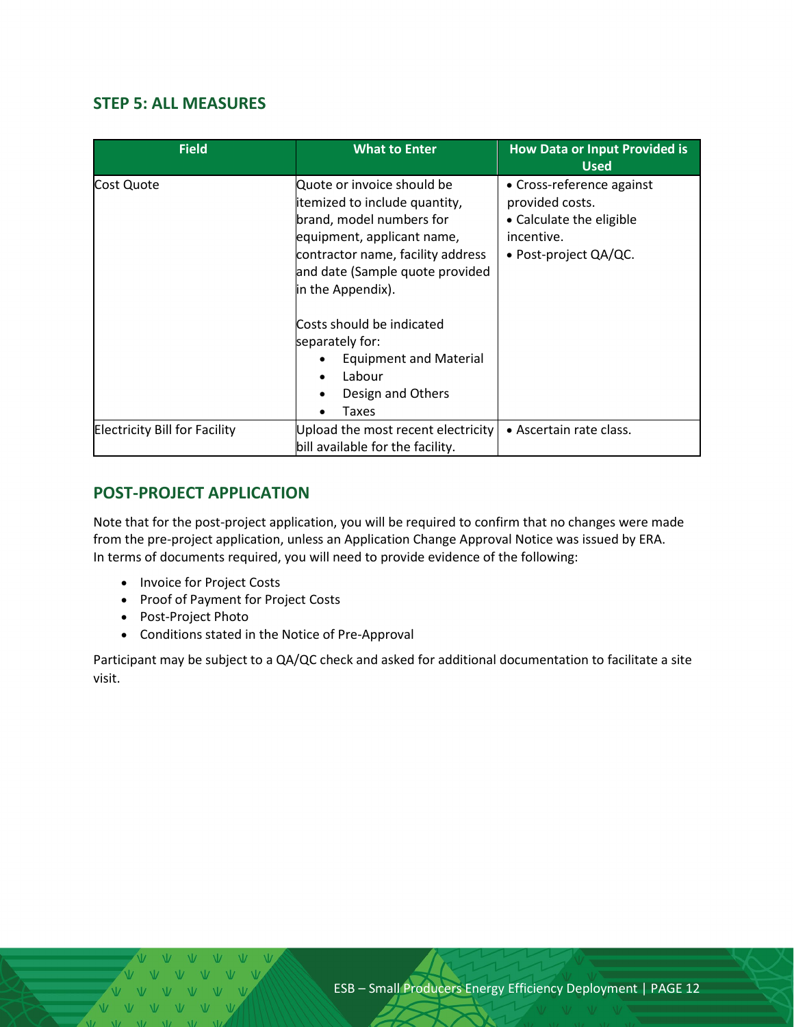## STEP 5: ALL MEASURES

| Field | What to Enter | How Data or Input Provided is Used |
|---|---|---|
| Cost Quote | Quote or invoice should be itemized to include quantity, brand, model numbers for equipment, applicant name, contractor name, facility address and date (Sample quote provided in the Appendix).<br><br>Costs should be indicated separately for:<br>• Equipment and Material<br>• Labour<br>• Design and Others<br>• Taxes | • Cross-reference against provided costs.<br>• Calculate the eligible incentive.<br>• Post-project QA/QC. |
| Electricity Bill for Facility | Upload the most recent electricity bill available for the facility. | • Ascertain rate class. |

## POST-PROJECT APPLICATION

Note that for the post-project application, you will be required to confirm that no changes were made from the pre-project application, unless an Application Change Approval Notice was issued by ERA. In terms of documents required, you will need to provide evidence of the following:

- Invoice for Project Costs
- Proof of Payment for Project Costs
- Post-Project Photo
- Conditions stated in the Notice of Pre-Approval

Participant may be subject to a QA/QC check and asked for additional documentation to facilitate a site visit.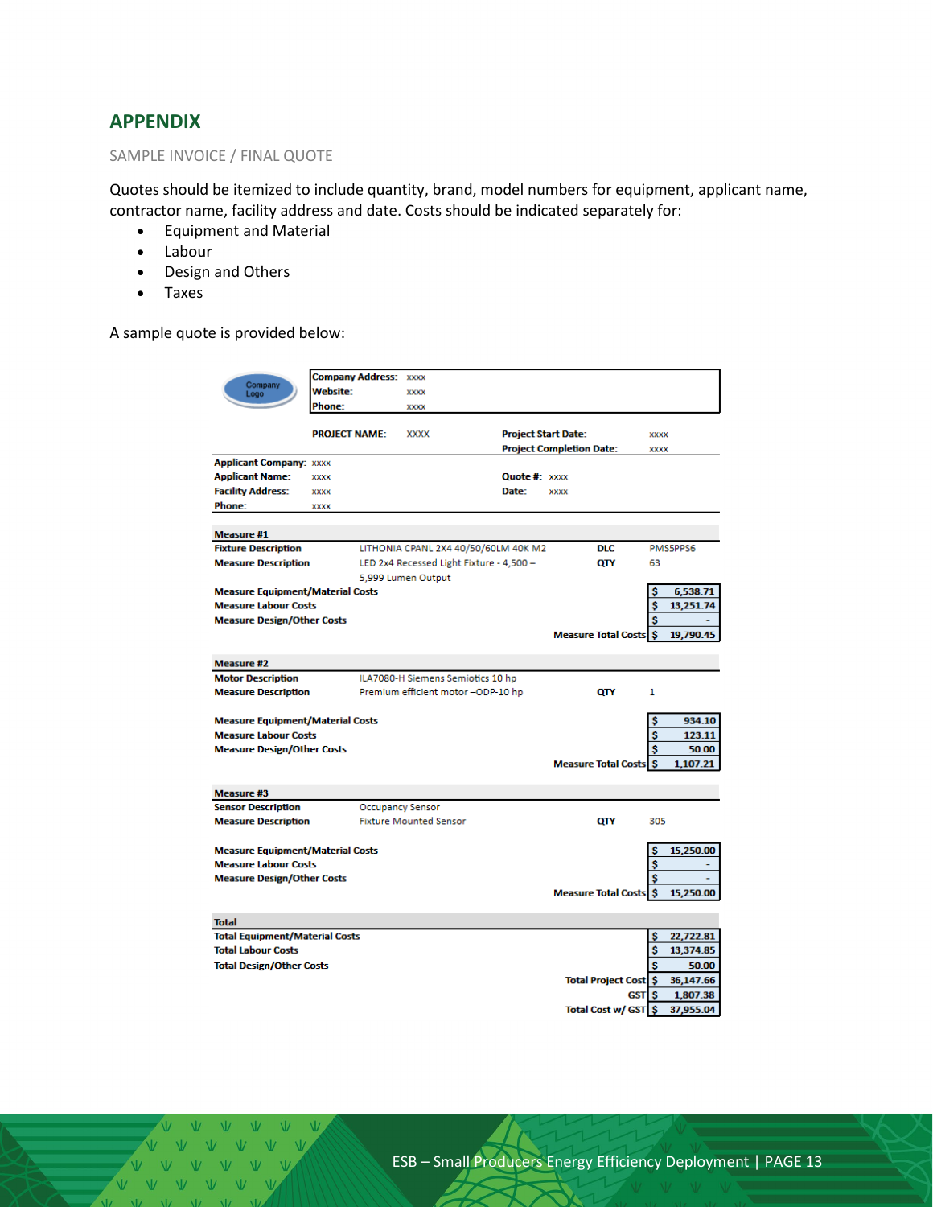## APPENDIX

SAMPLE INVOICE / FINAL QUOTE

Quotes should be itemized to include quantity, brand, model numbers for equipment, applicant name, contractor name, facility address and date. Costs should be indicated separately for:

- Equipment and Material
- Labour
- Design and Others
- Taxes

A sample quote is provided below:

Company Logo

| | |
|---|---|
| **Company Address:** | xxxx |
| **Website:** | xxxx |
| **Phone:** | xxxx |

| | | | |
|---|---|---|---|
| **PROJECT NAME:** | XXXX | **Project Start Date:** | xxxx |
| | | **Project Completion Date:** | xxxx |

| | | | |
|---|---|---|---|
| **Applicant Company:** | xxxx | | |
| **Applicant Name:** | xxxx | **Quote #:** | xxxx |
| **Facility Address:** | xxxx | **Date:** | xxxx |
| **Phone:** | xxxx | | |

| | | | |
|---|---|---|---|
| **Measure #1** | | | |
| **Fixture Description** | LITHONIA CPANL 2X4 40/50/60LM 40K M2 | **DLC** | PMS5PPS6 |
| **Measure Description** | LED 2x4 Recessed Light Fixture - 4,500 – 5,999 Lumen Output | **QTY** | 63 |
| **Measure Equipment/Material Costs** | | | $ 6,538.71 |
| **Measure Labour Costs** | | | $ 13,251.74 |
| **Measure Design/Other Costs** | | | $ - |
| | | **Measure Total Costs** | $ 19,790.45 |
| **Measure #2** | | | |
| **Motor Description** | ILA7080-H Siemens Semiotics 10 hp | | |
| **Measure Description** | Premium efficient motor –ODP-10 hp | **QTY** | 1 |
| **Measure Equipment/Material Costs** | | | $ 934.10 |
| **Measure Labour Costs** | | | $ 123.11 |
| **Measure Design/Other Costs** | | | $ 50.00 |
| | | **Measure Total Costs** | $ 1,107.21 |
| **Measure #3** | | | |
| **Sensor Description** | Occupancy Sensor | | |
| **Measure Description** | Fixture Mounted Sensor | **QTY** | 305 |
| **Measure Equipment/Material Costs** | | | $ 15,250.00 |
| **Measure Labour Costs** | | | $ - |
| **Measure Design/Other Costs** | | | $ - |
| | | **Measure Total Costs** | $ 15,250.00 |
| **Total** | | | |
| **Total Equipment/Material Costs** | | | $ 22,722.81 |
| **Total Labour Costs** | | | $ 13,374.85 |
| **Total Design/Other Costs** | | | $ 50.00 |
| | | **Total Project Cost** | $ 36,147.66 |
| | | **GST** | $ 1,807.38 |
| | | **Total Cost w/ GST** | $ 37,955.04 |